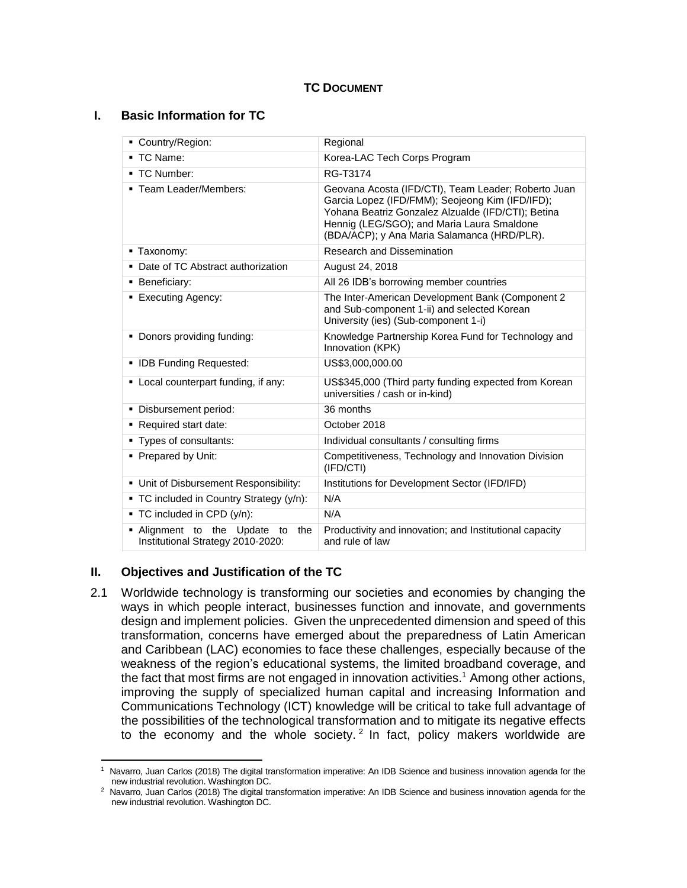**TC DOCUMENT**

## I. Basic Information for TC

| | |
|---|---|
| ▪ Country/Region: | Regional |
| ▪ TC Name: | Korea-LAC Tech Corps Program |
| ▪ TC Number: | RG-T3174 |
| ▪ Team Leader/Members: | Geovana Acosta (IFD/CTI), Team Leader; Roberto Juan Garcia Lopez (IFD/FMM); Seojeong Kim (IFD/IFD); Yohana Beatriz Gonzalez Alzualde (IFD/CTI); Betina Hennig (LEG/SGO); and Maria Laura Smaldone (BDA/ACP); y Ana Maria Salamanca (HRD/PLR). |
| ▪ Taxonomy: | Research and Dissemination |
| ▪ Date of TC Abstract authorization | August 24, 2018 |
| ▪ Beneficiary: | All 26 IDB's borrowing member countries |
| ▪ Executing Agency: | The Inter-American Development Bank (Component 2 and Sub-component 1-ii) and selected Korean University (ies) (Sub-component 1-i) |
| ▪ Donors providing funding: | Knowledge Partnership Korea Fund for Technology and Innovation (KPK) |
| ▪ IDB Funding Requested: | US$3,000,000.00 |
| ▪ Local counterpart funding, if any: | US$345,000 (Third party funding expected from Korean universities / cash or in-kind) |
| ▪ Disbursement period: | 36 months |
| ▪ Required start date: | October 2018 |
| ▪ Types of consultants: | Individual consultants / consulting firms |
| ▪ Prepared by Unit: | Competitiveness, Technology and Innovation Division (IFD/CTI) |
| ▪ Unit of Disbursement Responsibility: | Institutions for Development Sector (IFD/IFD) |
| ▪ TC included in Country Strategy (y/n): | N/A |
| ▪ TC included in CPD (y/n): | N/A |
| ▪ Alignment to the Update to the Institutional Strategy 2010-2020: | Productivity and innovation; and Institutional capacity and rule of law |

## II. Objectives and Justification of the TC

2.1 Worldwide technology is transforming our societies and economies by changing the ways in which people interact, businesses function and innovate, and governments design and implement policies. Given the unprecedented dimension and speed of this transformation, concerns have emerged about the preparedness of Latin American and Caribbean (LAC) economies to face these challenges, especially because of the weakness of the region's educational systems, the limited broadband coverage, and the fact that most firms are not engaged in innovation activities.[1] Among other actions, improving the supply of specialized human capital and increasing Information and Communications Technology (ICT) knowledge will be critical to take full advantage of the possibilities of the technological transformation and to mitigate its negative effects to the economy and the whole society.[2] In fact, policy makers worldwide are

---

[1] Navarro, Juan Carlos (2018) The digital transformation imperative: An IDB Science and business innovation agenda for the new industrial revolution. Washington DC.

[2] Navarro, Juan Carlos (2018) The digital transformation imperative: An IDB Science and business innovation agenda for the new industrial revolution. Washington DC.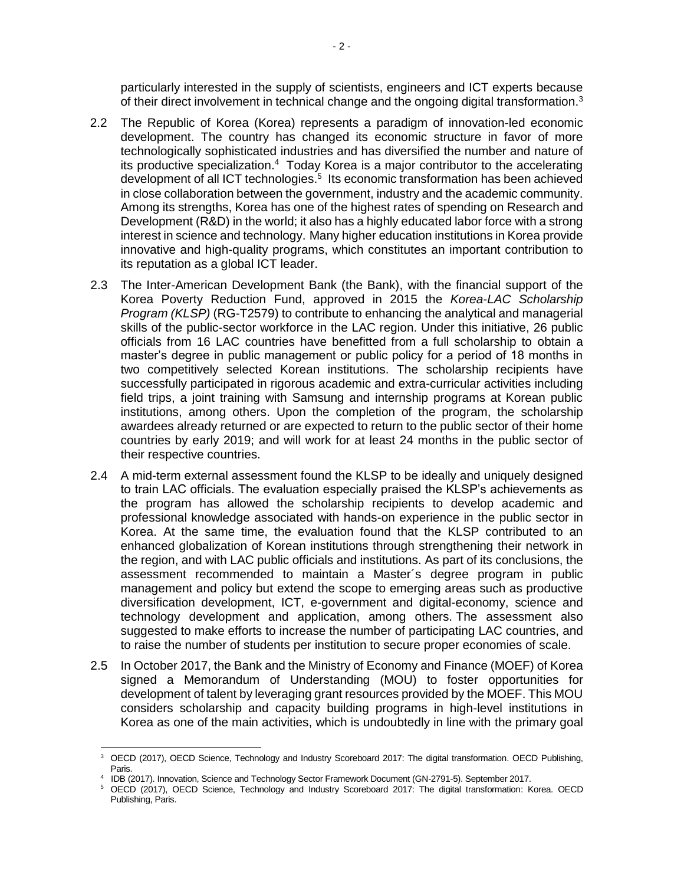particularly interested in the supply of scientists, engineers and ICT experts because of their direct involvement in technical change and the ongoing digital transformation.[3]

2.2 The Republic of Korea (Korea) represents a paradigm of innovation-led economic development. The country has changed its economic structure in favor of more technologically sophisticated industries and has diversified the number and nature of its productive specialization.[4] Today Korea is a major contributor to the accelerating development of all ICT technologies.[5] Its economic transformation has been achieved in close collaboration between the government, industry and the academic community. Among its strengths, Korea has one of the highest rates of spending on Research and Development (R&D) in the world; it also has a highly educated labor force with a strong interest in science and technology. Many higher education institutions in Korea provide innovative and high-quality programs, which constitutes an important contribution to its reputation as a global ICT leader.

2.3 The Inter-American Development Bank (the Bank), with the financial support of the Korea Poverty Reduction Fund, approved in 2015 the *Korea-LAC Scholarship Program (KLSP)* (RG-T2579) to contribute to enhancing the analytical and managerial skills of the public-sector workforce in the LAC region. Under this initiative, 26 public officials from 16 LAC countries have benefitted from a full scholarship to obtain a master's degree in public management or public policy for a period of 18 months in two competitively selected Korean institutions. The scholarship recipients have successfully participated in rigorous academic and extra-curricular activities including field trips, a joint training with Samsung and internship programs at Korean public institutions, among others. Upon the completion of the program, the scholarship awardees already returned or are expected to return to the public sector of their home countries by early 2019; and will work for at least 24 months in the public sector of their respective countries.

2.4 A mid-term external assessment found the KLSP to be ideally and uniquely designed to train LAC officials. The evaluation especially praised the KLSP's achievements as the program has allowed the scholarship recipients to develop academic and professional knowledge associated with hands-on experience in the public sector in Korea. At the same time, the evaluation found that the KLSP contributed to an enhanced globalization of Korean institutions through strengthening their network in the region, and with LAC public officials and institutions. As part of its conclusions, the assessment recommended to maintain a Master´s degree program in public management and policy but extend the scope to emerging areas such as productive diversification development, ICT, e-government and digital-economy, science and technology development and application, among others. The assessment also suggested to make efforts to increase the number of participating LAC countries, and to raise the number of students per institution to secure proper economies of scale.

2.5 In October 2017, the Bank and the Ministry of Economy and Finance (MOEF) of Korea signed a Memorandum of Understanding (MOU) to foster opportunities for development of talent by leveraging grant resources provided by the MOEF. This MOU considers scholarship and capacity building programs in high-level institutions in Korea as one of the main activities, which is undoubtedly in line with the primary goal

[3] OECD (2017), OECD Science, Technology and Industry Scoreboard 2017: The digital transformation. OECD Publishing, Paris.

[4] IDB (2017). Innovation, Science and Technology Sector Framework Document (GN-2791-5). September 2017.

[5] OECD (2017), OECD Science, Technology and Industry Scoreboard 2017: The digital transformation: Korea. OECD Publishing, Paris.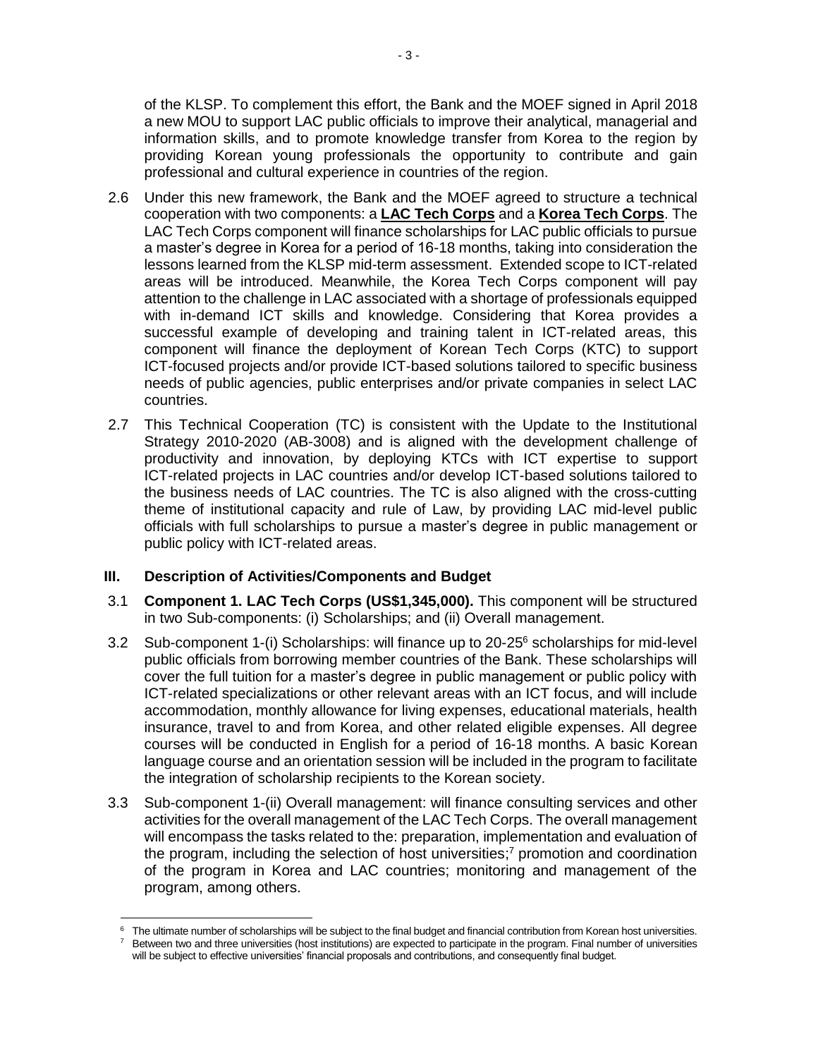of the KLSP. To complement this effort, the Bank and the MOEF signed in April 2018 a new MOU to support LAC public officials to improve their analytical, managerial and information skills, and to promote knowledge transfer from Korea to the region by providing Korean young professionals the opportunity to contribute and gain professional and cultural experience in countries of the region.

2.6 Under this new framework, the Bank and the MOEF agreed to structure a technical cooperation with two components: a **LAC Tech Corps** and a **Korea Tech Corps**. The LAC Tech Corps component will finance scholarships for LAC public officials to pursue a master's degree in Korea for a period of 16-18 months, taking into consideration the lessons learned from the KLSP mid-term assessment. Extended scope to ICT-related areas will be introduced. Meanwhile, the Korea Tech Corps component will pay attention to the challenge in LAC associated with a shortage of professionals equipped with in-demand ICT skills and knowledge. Considering that Korea provides a successful example of developing and training talent in ICT-related areas, this component will finance the deployment of Korean Tech Corps (KTC) to support ICT-focused projects and/or provide ICT-based solutions tailored to specific business needs of public agencies, public enterprises and/or private companies in select LAC countries.

2.7 This Technical Cooperation (TC) is consistent with the Update to the Institutional Strategy 2010-2020 (AB-3008) and is aligned with the development challenge of productivity and innovation, by deploying KTCs with ICT expertise to support ICT-related projects in LAC countries and/or develop ICT-based solutions tailored to the business needs of LAC countries. The TC is also aligned with the cross-cutting theme of institutional capacity and rule of Law, by providing LAC mid-level public officials with full scholarships to pursue a master's degree in public management or public policy with ICT-related areas.

## III. Description of Activities/Components and Budget

3.1 **Component 1. LAC Tech Corps (US$1,345,000).** This component will be structured in two Sub-components: (i) Scholarships; and (ii) Overall management.

3.2 Sub-component 1-(i) Scholarships: will finance up to 20-25[6] scholarships for mid-level public officials from borrowing member countries of the Bank. These scholarships will cover the full tuition for a master's degree in public management or public policy with ICT-related specializations or other relevant areas with an ICT focus, and will include accommodation, monthly allowance for living expenses, educational materials, health insurance, travel to and from Korea, and other related eligible expenses. All degree courses will be conducted in English for a period of 16-18 months. A basic Korean language course and an orientation session will be included in the program to facilitate the integration of scholarship recipients to the Korean society.

3.3 Sub-component 1-(ii) Overall management: will finance consulting services and other activities for the overall management of the LAC Tech Corps. The overall management will encompass the tasks related to the: preparation, implementation and evaluation of the program, including the selection of host universities;[7] promotion and coordination of the program in Korea and LAC countries; monitoring and management of the program, among others.

---

[6] The ultimate number of scholarships will be subject to the final budget and financial contribution from Korean host universities.

[7] Between two and three universities (host institutions) are expected to participate in the program. Final number of universities will be subject to effective universities' financial proposals and contributions, and consequently final budget.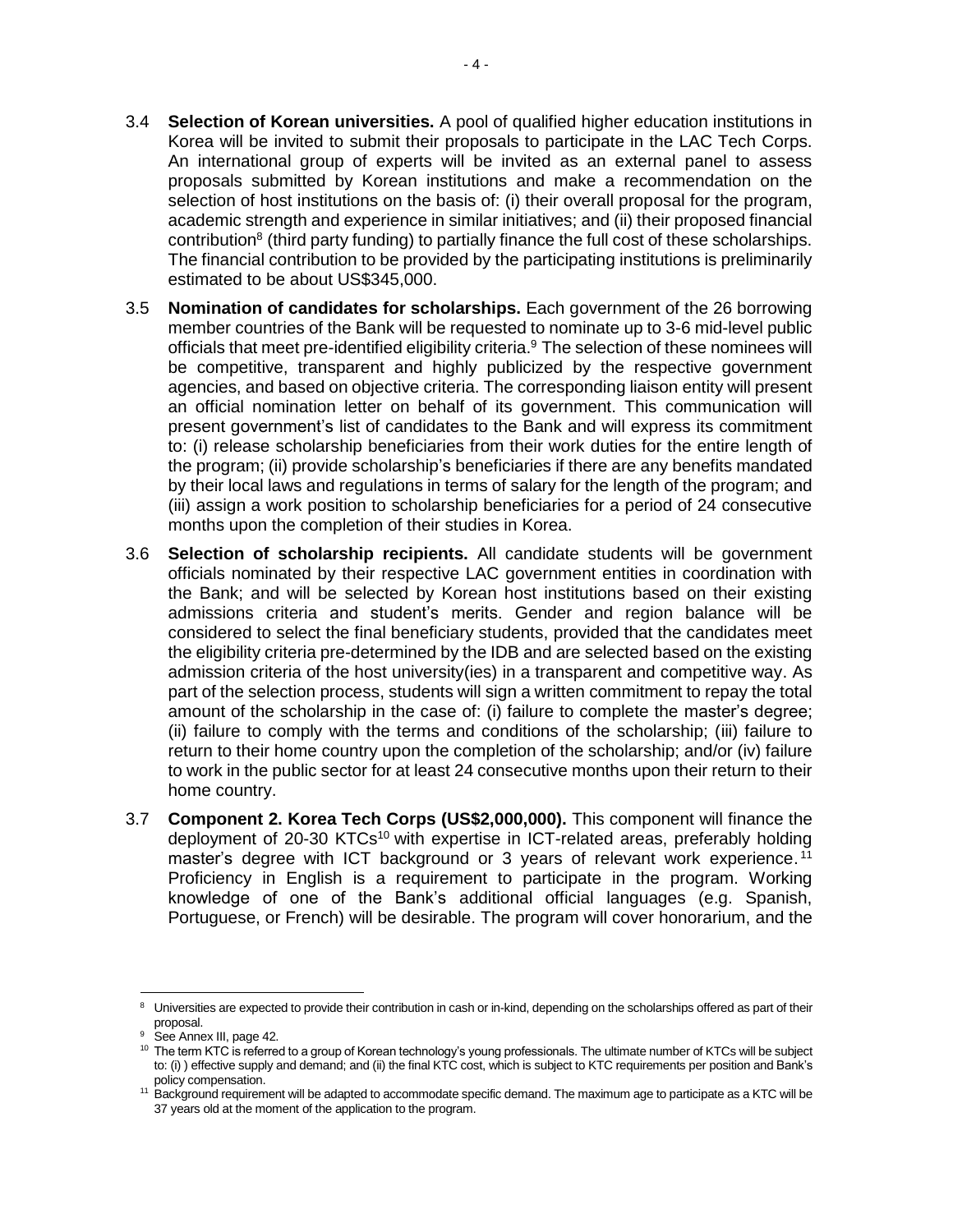3.4 **Selection of Korean universities.** A pool of qualified higher education institutions in Korea will be invited to submit their proposals to participate in the LAC Tech Corps. An international group of experts will be invited as an external panel to assess proposals submitted by Korean institutions and make a recommendation on the selection of host institutions on the basis of: (i) their overall proposal for the program, academic strength and experience in similar initiatives; and (ii) their proposed financial contribution[8] (third party funding) to partially finance the full cost of these scholarships. The financial contribution to be provided by the participating institutions is preliminarily estimated to be about US$345,000.

3.5 **Nomination of candidates for scholarships.** Each government of the 26 borrowing member countries of the Bank will be requested to nominate up to 3-6 mid-level public officials that meet pre-identified eligibility criteria.[9] The selection of these nominees will be competitive, transparent and highly publicized by the respective government agencies, and based on objective criteria. The corresponding liaison entity will present an official nomination letter on behalf of its government. This communication will present government's list of candidates to the Bank and will express its commitment to: (i) release scholarship beneficiaries from their work duties for the entire length of the program; (ii) provide scholarship's beneficiaries if there are any benefits mandated by their local laws and regulations in terms of salary for the length of the program; and (iii) assign a work position to scholarship beneficiaries for a period of 24 consecutive months upon the completion of their studies in Korea.

3.6 **Selection of scholarship recipients.** All candidate students will be government officials nominated by their respective LAC government entities in coordination with the Bank; and will be selected by Korean host institutions based on their existing admissions criteria and student's merits. Gender and region balance will be considered to select the final beneficiary students, provided that the candidates meet the eligibility criteria pre-determined by the IDB and are selected based on the existing admission criteria of the host university(ies) in a transparent and competitive way. As part of the selection process, students will sign a written commitment to repay the total amount of the scholarship in the case of: (i) failure to complete the master's degree; (ii) failure to comply with the terms and conditions of the scholarship; (iii) failure to return to their home country upon the completion of the scholarship; and/or (iv) failure to work in the public sector for at least 24 consecutive months upon their return to their home country.

3.7 **Component 2. Korea Tech Corps (US$2,000,000).** This component will finance the deployment of 20-30 KTCs[10] with expertise in ICT-related areas, preferably holding master's degree with ICT background or 3 years of relevant work experience.[11] Proficiency in English is a requirement to participate in the program. Working knowledge of one of the Bank's additional official languages (e.g. Spanish, Portuguese, or French) will be desirable. The program will cover honorarium, and the

---

[8] Universities are expected to provide their contribution in cash or in-kind, depending on the scholarships offered as part of their proposal.

[9] See Annex III, page 42.

[10] The term KTC is referred to a group of Korean technology's young professionals. The ultimate number of KTCs will be subject to: (i) ) effective supply and demand; and (ii) the final KTC cost, which is subject to KTC requirements per position and Bank's policy compensation.

[11] Background requirement will be adapted to accommodate specific demand. The maximum age to participate as a KTC will be 37 years old at the moment of the application to the program.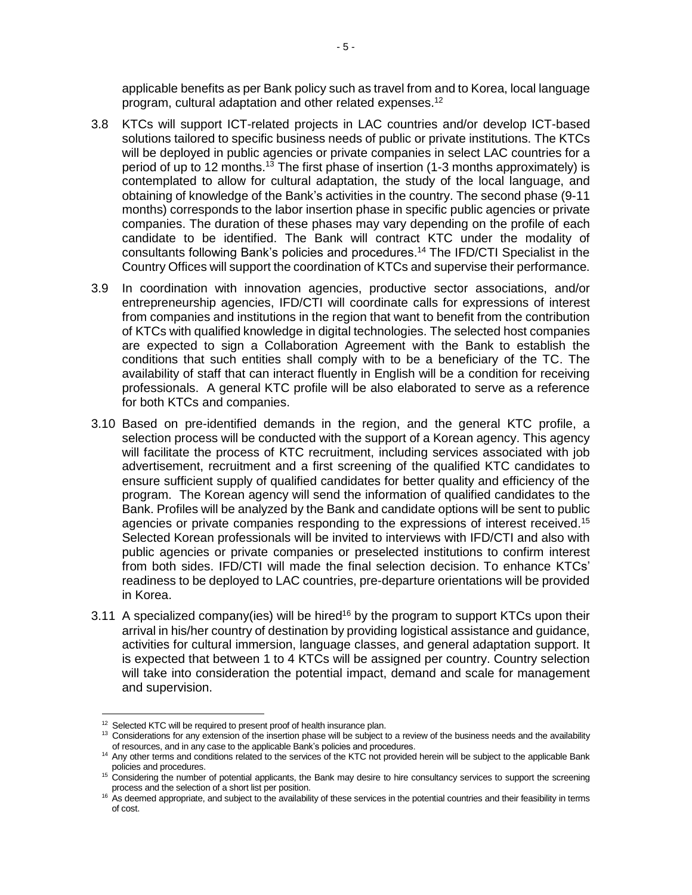applicable benefits as per Bank policy such as travel from and to Korea, local language program, cultural adaptation and other related expenses.[12]

3.8 KTCs will support ICT-related projects in LAC countries and/or develop ICT-based solutions tailored to specific business needs of public or private institutions. The KTCs will be deployed in public agencies or private companies in select LAC countries for a period of up to 12 months.[13] The first phase of insertion (1-3 months approximately) is contemplated to allow for cultural adaptation, the study of the local language, and obtaining of knowledge of the Bank's activities in the country. The second phase (9-11 months) corresponds to the labor insertion phase in specific public agencies or private companies. The duration of these phases may vary depending on the profile of each candidate to be identified. The Bank will contract KTC under the modality of consultants following Bank's policies and procedures.[14] The IFD/CTI Specialist in the Country Offices will support the coordination of KTCs and supervise their performance.

3.9 In coordination with innovation agencies, productive sector associations, and/or entrepreneurship agencies, IFD/CTI will coordinate calls for expressions of interest from companies and institutions in the region that want to benefit from the contribution of KTCs with qualified knowledge in digital technologies. The selected host companies are expected to sign a Collaboration Agreement with the Bank to establish the conditions that such entities shall comply with to be a beneficiary of the TC. The availability of staff that can interact fluently in English will be a condition for receiving professionals. A general KTC profile will be also elaborated to serve as a reference for both KTCs and companies.

3.10 Based on pre-identified demands in the region, and the general KTC profile, a selection process will be conducted with the support of a Korean agency. This agency will facilitate the process of KTC recruitment, including services associated with job advertisement, recruitment and a first screening of the qualified KTC candidates to ensure sufficient supply of qualified candidates for better quality and efficiency of the program. The Korean agency will send the information of qualified candidates to the Bank. Profiles will be analyzed by the Bank and candidate options will be sent to public agencies or private companies responding to the expressions of interest received.[15] Selected Korean professionals will be invited to interviews with IFD/CTI and also with public agencies or private companies or preselected institutions to confirm interest from both sides. IFD/CTI will made the final selection decision. To enhance KTCs' readiness to be deployed to LAC countries, pre-departure orientations will be provided in Korea.

3.11 A specialized company(ies) will be hired[16] by the program to support KTCs upon their arrival in his/her country of destination by providing logistical assistance and guidance, activities for cultural immersion, language classes, and general adaptation support. It is expected that between 1 to 4 KTCs will be assigned per country. Country selection will take into consideration the potential impact, demand and scale for management and supervision.

---

[12] Selected KTC will be required to present proof of health insurance plan.

[13] Considerations for any extension of the insertion phase will be subject to a review of the business needs and the availability of resources, and in any case to the applicable Bank's policies and procedures.

[14] Any other terms and conditions related to the services of the KTC not provided herein will be subject to the applicable Bank policies and procedures.

[15] Considering the number of potential applicants, the Bank may desire to hire consultancy services to support the screening process and the selection of a short list per position.

[16] As deemed appropriate, and subject to the availability of these services in the potential countries and their feasibility in terms of cost.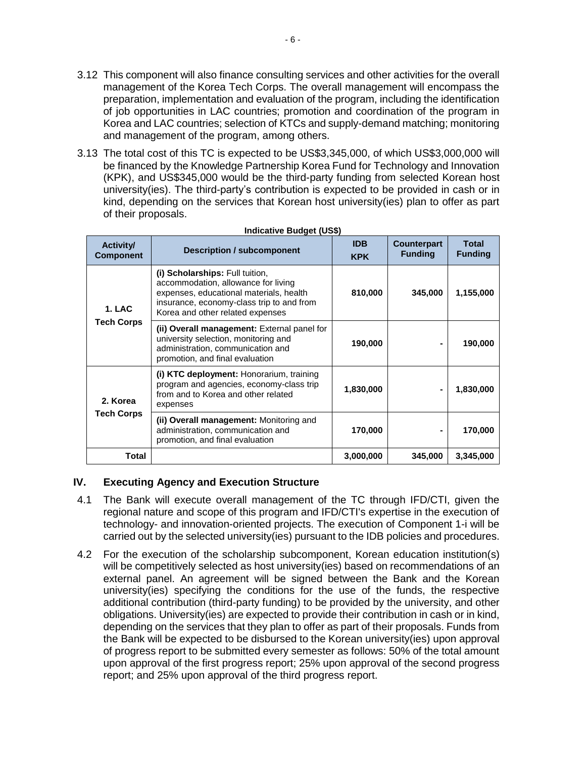3.12 This component will also finance consulting services and other activities for the overall management of the Korea Tech Corps. The overall management will encompass the preparation, implementation and evaluation of the program, including the identification of job opportunities in LAC countries; promotion and coordination of the program in Korea and LAC countries; selection of KTCs and supply-demand matching; monitoring and management of the program, among others.

3.13 The total cost of this TC is expected to be US$3,345,000, of which US$3,000,000 will be financed by the Knowledge Partnership Korea Fund for Technology and Innovation (KPK), and US$345,000 would be the third-party funding from selected Korean host university(ies). The third-party's contribution is expected to be provided in cash or in kind, depending on the services that Korean host university(ies) plan to offer as part of their proposals.

**Indicative Budget (US$)**

| Activity/ Component | Description / subcomponent | IDB KPK | Counterpart Funding | Total Funding |
|---|---|---|---|---|
| 1. LAC Tech Corps | **(i) Scholarships:** Full tuition, accommodation, allowance for living expenses, educational materials, health insurance, economy-class trip to and from Korea and other related expenses | **810,000** | **345,000** | **1,155,000** |
| | **(ii) Overall management:** External panel for university selection, monitoring and administration, communication and promotion, and final evaluation | **190,000** | **-** | **190,000** |
| 2. Korea Tech Corps | **(i) KTC deployment:** Honorarium, training program and agencies, economy-class trip from and to Korea and other related expenses | **1,830,000** | **-** | **1,830,000** |
| | **(ii) Overall management:** Monitoring and administration, communication and promotion, and final evaluation | **170,000** | **-** | **170,000** |
| **Total** | | **3,000,000** | **345,000** | **3,345,000** |

## IV. Executing Agency and Execution Structure

4.1 The Bank will execute overall management of the TC through IFD/CTI, given the regional nature and scope of this program and IFD/CTI's expertise in the execution of technology- and innovation-oriented projects. The execution of Component 1-i will be carried out by the selected university(ies) pursuant to the IDB policies and procedures.

4.2 For the execution of the scholarship subcomponent, Korean education institution(s) will be competitively selected as host university(ies) based on recommendations of an external panel. An agreement will be signed between the Bank and the Korean university(ies) specifying the conditions for the use of the funds, the respective additional contribution (third-party funding) to be provided by the university, and other obligations. University(ies) are expected to provide their contribution in cash or in kind, depending on the services that they plan to offer as part of their proposals. Funds from the Bank will be expected to be disbursed to the Korean university(ies) upon approval of progress report to be submitted every semester as follows: 50% of the total amount upon approval of the first progress report; 25% upon approval of the second progress report; and 25% upon approval of the third progress report.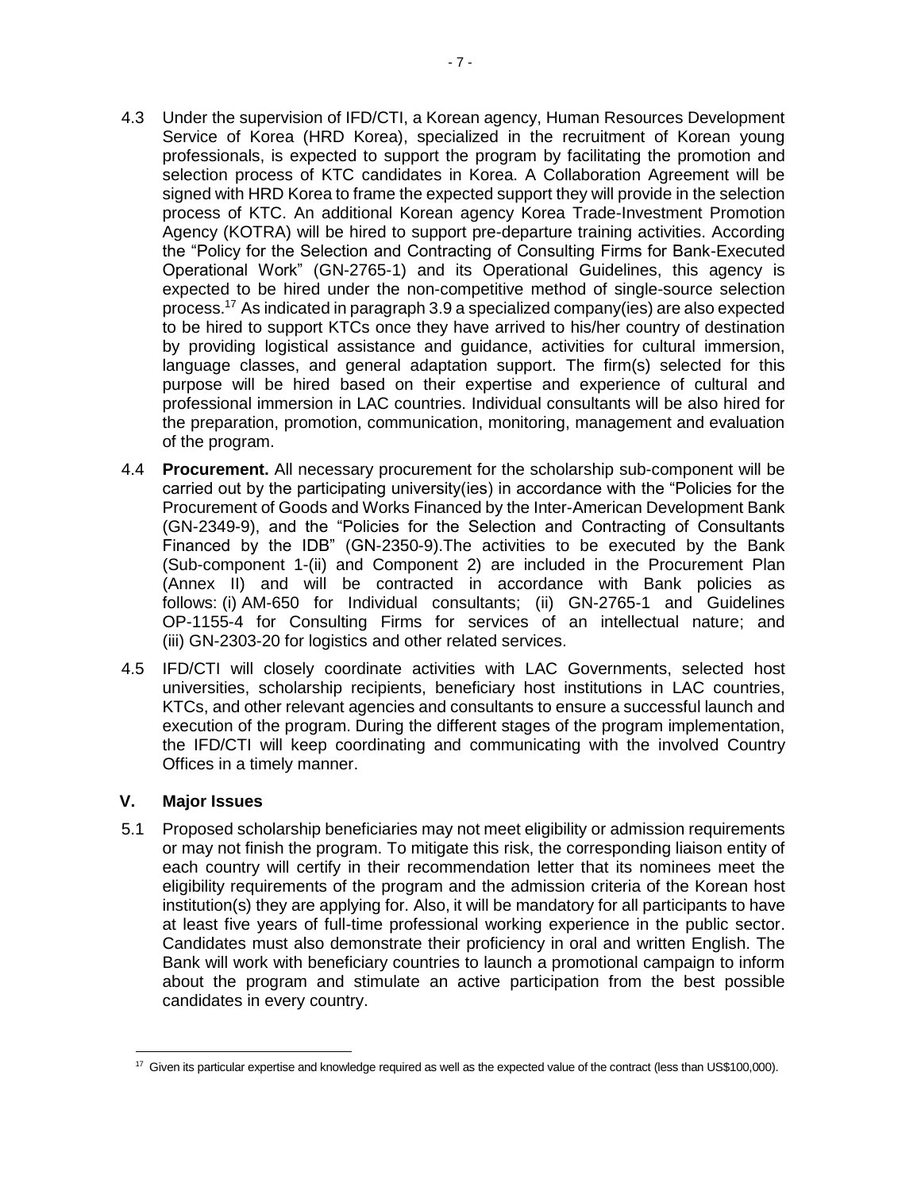4.3 Under the supervision of IFD/CTI, a Korean agency, Human Resources Development Service of Korea (HRD Korea), specialized in the recruitment of Korean young professionals, is expected to support the program by facilitating the promotion and selection process of KTC candidates in Korea. A Collaboration Agreement will be signed with HRD Korea to frame the expected support they will provide in the selection process of KTC. An additional Korean agency Korea Trade-Investment Promotion Agency (KOTRA) will be hired to support pre-departure training activities. According the "Policy for the Selection and Contracting of Consulting Firms for Bank-Executed Operational Work" (GN-2765-1) and its Operational Guidelines, this agency is expected to be hired under the non-competitive method of single-source selection process.[17] As indicated in paragraph 3.9 a specialized company(ies) are also expected to be hired to support KTCs once they have arrived to his/her country of destination by providing logistical assistance and guidance, activities for cultural immersion, language classes, and general adaptation support. The firm(s) selected for this purpose will be hired based on their expertise and experience of cultural and professional immersion in LAC countries. Individual consultants will be also hired for the preparation, promotion, communication, monitoring, management and evaluation of the program.

4.4 **Procurement.** All necessary procurement for the scholarship sub-component will be carried out by the participating university(ies) in accordance with the "Policies for the Procurement of Goods and Works Financed by the Inter-American Development Bank (GN-2349-9), and the "Policies for the Selection and Contracting of Consultants Financed by the IDB" (GN-2350-9).The activities to be executed by the Bank (Sub-component 1-(ii) and Component 2) are included in the Procurement Plan (Annex II) and will be contracted in accordance with Bank policies as follows: (i) AM-650 for Individual consultants; (ii) GN-2765-1 and Guidelines OP-1155-4 for Consulting Firms for services of an intellectual nature; and (iii) GN-2303-20 for logistics and other related services.

4.5 IFD/CTI will closely coordinate activities with LAC Governments, selected host universities, scholarship recipients, beneficiary host institutions in LAC countries, KTCs, and other relevant agencies and consultants to ensure a successful launch and execution of the program. During the different stages of the program implementation, the IFD/CTI will keep coordinating and communicating with the involved Country Offices in a timely manner.

## V. Major Issues

5.1 Proposed scholarship beneficiaries may not meet eligibility or admission requirements or may not finish the program. To mitigate this risk, the corresponding liaison entity of each country will certify in their recommendation letter that its nominees meet the eligibility requirements of the program and the admission criteria of the Korean host institution(s) they are applying for. Also, it will be mandatory for all participants to have at least five years of full-time professional working experience in the public sector. Candidates must also demonstrate their proficiency in oral and written English. The Bank will work with beneficiary countries to launch a promotional campaign to inform about the program and stimulate an active participation from the best possible candidates in every country.

---

[17] Given its particular expertise and knowledge required as well as the expected value of the contract (less than US$100,000).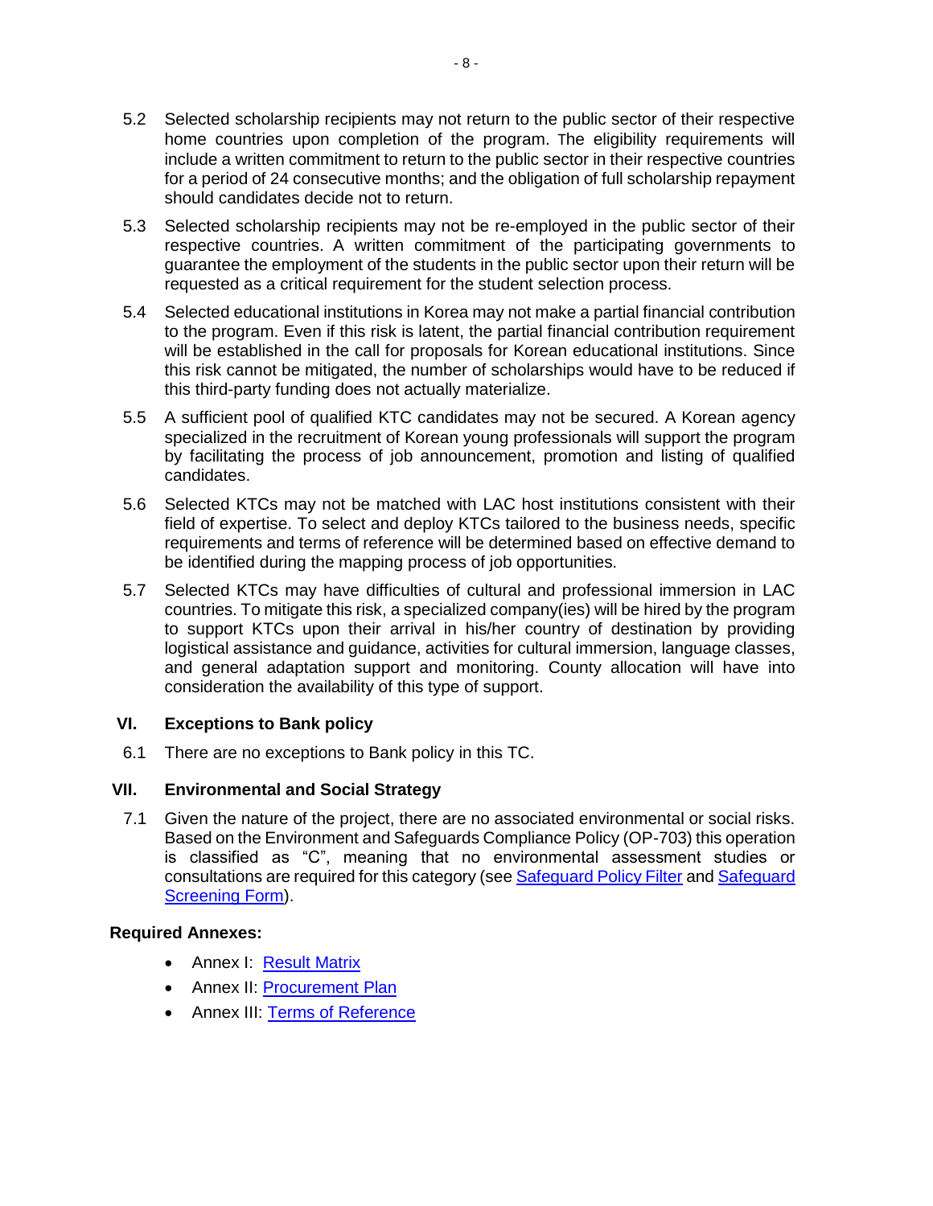5.2 Selected scholarship recipients may not return to the public sector of their respective home countries upon completion of the program. The eligibility requirements will include a written commitment to return to the public sector in their respective countries for a period of 24 consecutive months; and the obligation of full scholarship repayment should candidates decide not to return.

5.3 Selected scholarship recipients may not be re-employed in the public sector of their respective countries. A written commitment of the participating governments to guarantee the employment of the students in the public sector upon their return will be requested as a critical requirement for the student selection process.

5.4 Selected educational institutions in Korea may not make a partial financial contribution to the program. Even if this risk is latent, the partial financial contribution requirement will be established in the call for proposals for Korean educational institutions. Since this risk cannot be mitigated, the number of scholarships would have to be reduced if this third-party funding does not actually materialize.

5.5 A sufficient pool of qualified KTC candidates may not be secured. A Korean agency specialized in the recruitment of Korean young professionals will support the program by facilitating the process of job announcement, promotion and listing of qualified candidates.

5.6 Selected KTCs may not be matched with LAC host institutions consistent with their field of expertise. To select and deploy KTCs tailored to the business needs, specific requirements and terms of reference will be determined based on effective demand to be identified during the mapping process of job opportunities.

5.7 Selected KTCs may have difficulties of cultural and professional immersion in LAC countries. To mitigate this risk, a specialized company(ies) will be hired by the program to support KTCs upon their arrival in his/her country of destination by providing logistical assistance and guidance, activities for cultural immersion, language classes, and general adaptation support and monitoring. County allocation will have into consideration the availability of this type of support.

## VI. Exceptions to Bank policy

6.1 There are no exceptions to Bank policy in this TC.

## VII. Environmental and Social Strategy

7.1 Given the nature of the project, there are no associated environmental or social risks. Based on the Environment and Safeguards Compliance Policy (OP-703) this operation is classified as "C", meaning that no environmental assessment studies or consultations are required for this category (see Safeguard Policy Filter and Safeguard Screening Form).

**Required Annexes:**

- Annex I: Result Matrix
- Annex II: Procurement Plan
- Annex III: Terms of Reference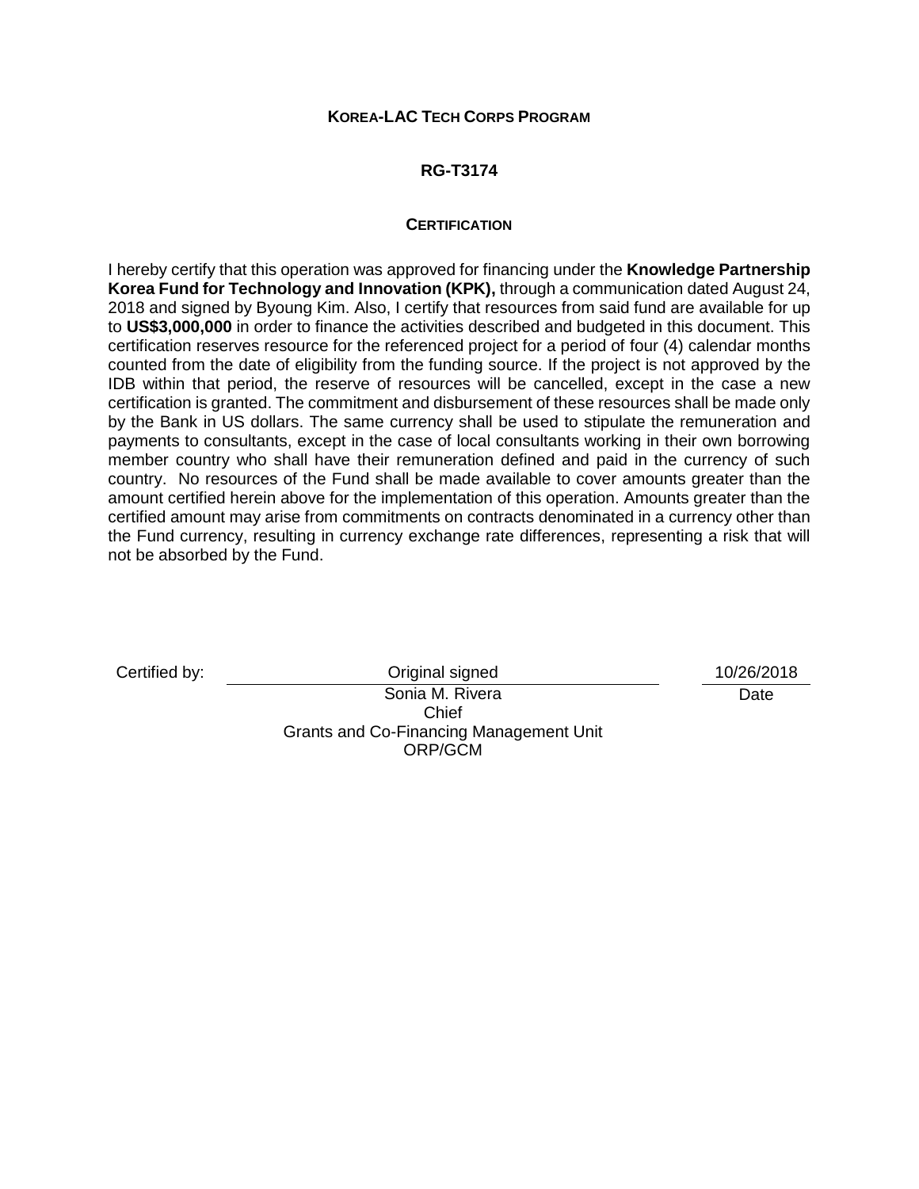**KOREA-LAC TECH CORPS PROGRAM**

**RG-T3174**

**CERTIFICATION**

I hereby certify that this operation was approved for financing under the **Knowledge Partnership Korea Fund for Technology and Innovation (KPK),** through a communication dated August 24, 2018 and signed by Byoung Kim. Also, I certify that resources from said fund are available for up to **US$3,000,000** in order to finance the activities described and budgeted in this document. This certification reserves resource for the referenced project for a period of four (4) calendar months counted from the date of eligibility from the funding source. If the project is not approved by the IDB within that period, the reserve of resources will be cancelled, except in the case a new certification is granted. The commitment and disbursement of these resources shall be made only by the Bank in US dollars. The same currency shall be used to stipulate the remuneration and payments to consultants, except in the case of local consultants working in their own borrowing member country who shall have their remuneration defined and paid in the currency of such country. No resources of the Fund shall be made available to cover amounts greater than the amount certified herein above for the implementation of this operation. Amounts greater than the certified amount may arise from commitments on contracts denominated in a currency other than the Fund currency, resulting in currency exchange rate differences, representing a risk that will not be absorbed by the Fund.

Certified by: Original signed — 10/26/2018

Sonia M. Rivera
Chief
Grants and Co-Financing Management Unit
ORP/GCM

Date